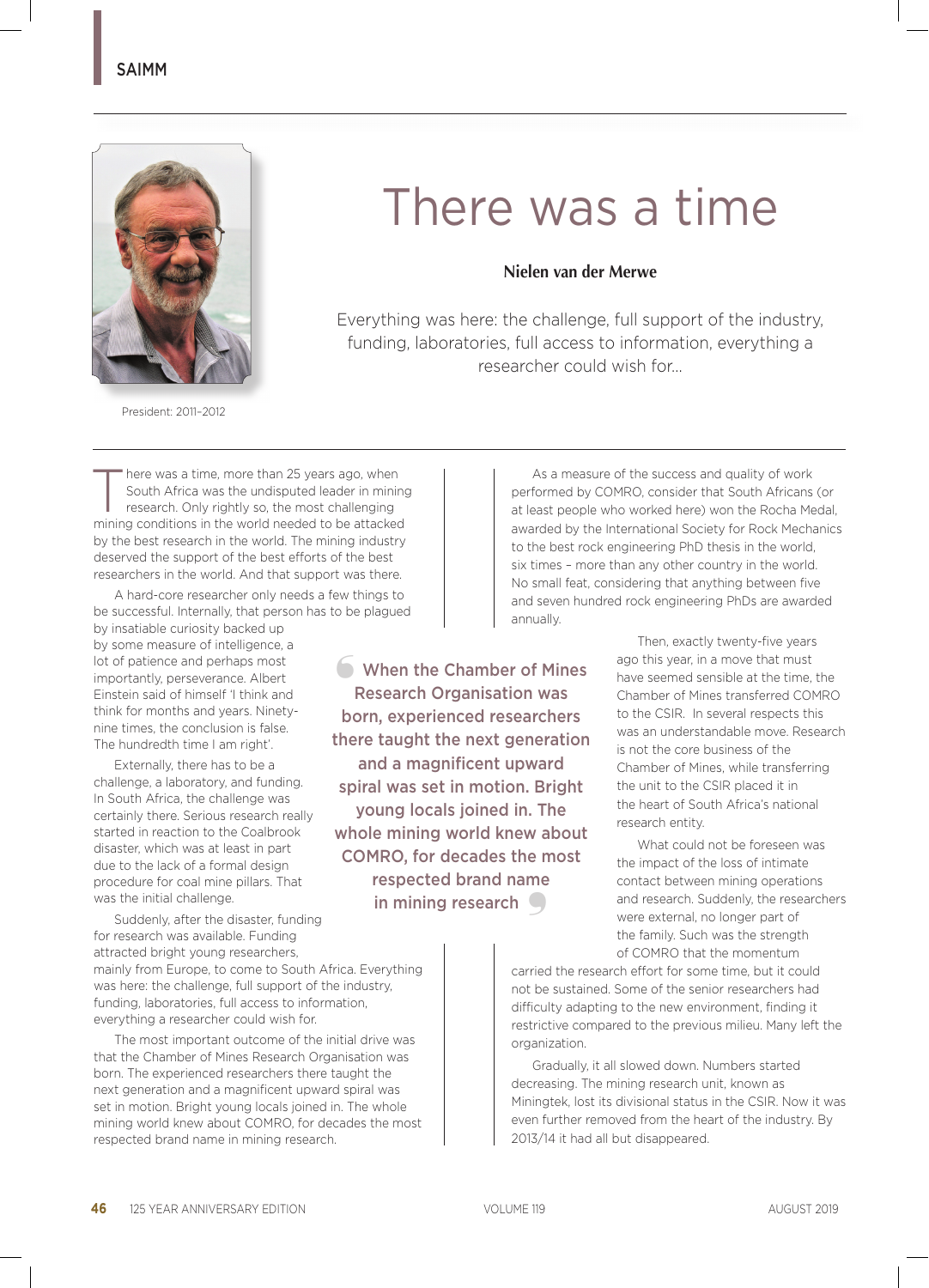# There was a time

**Nielen van der Merwe**

President: 2011–2012

Everything was here: the challenge, full support of the industry, funding, laboratories, full access to information, everything a researcher could wish for...

There was a time, more than 25 years ago, when South Africa was the undisputed leader in mining research. Only rightly so, the most challenging mining conditions in the world needed to be attacked by the best research in the world. The mining industry deserved the support of the best efforts of the best researchers in the world. And that support was there.

A hard-core researcher only needs a few things to be successful. Internally, that person has to be plagued by insatiable curiosity backed up by some measure of intelligence, a lot of patience and perhaps most importantly, perseverance. Albert Einstein said of himself 'I think and think for months and years. Ninety-nine times, the conclusion is false. The hundredth time I am right'.

Externally, there has to be a challenge, a laboratory, and funding. In South Africa, the challenge was certainly there. Serious research really started in reaction to the Coalbrook disaster, which was at least in part due to the lack of a formal design procedure for coal mine pillars. That was the initial challenge.

Suddenly, after the disaster, funding for research was available. Funding attracted bright young researchers, mainly from Europe, to come to South Africa. Everything was here: the challenge, full support of the industry, funding, laboratories, full access to information, everything a researcher could wish for.

The most important outcome of the initial drive was that the Chamber of Mines Research Organisation was born. The experienced researchers there taught the next generation and a magnificent upward spiral was set in motion. Bright young locals joined in. The whole mining world knew about COMRO, for decades the most respected brand name in mining research.

> When the Chamber of Mines Research Organisation was born, experienced researchers there taught the next generation and a magnificent upward spiral was set in motion. Bright young locals joined in. The whole mining world knew about COMRO, for decades the most respected brand name in mining research

As a measure of the success and quality of work performed by COMRO, consider that South Africans (or at least people who worked here) won the Rocha Medal, awarded by the International Society for Rock Mechanics to the best rock engineering PhD thesis in the world, six times – more than any other country in the world. No small feat, considering that anything between five and seven hundred rock engineering PhDs are awarded annually.

Then, exactly twenty-five years ago this year, in a move that must have seemed sensible at the time, the Chamber of Mines transferred COMRO to the CSIR. In several respects this was an understandable move. Research is not the core business of the Chamber of Mines, while transferring the unit to the CSIR placed it in the heart of South Africa's national research entity.

What could not be foreseen was the impact of the loss of intimate contact between mining operations and research. Suddenly, the researchers were external, no longer part of the family. Such was the strength of COMRO that the momentum carried the research effort for some time, but it could not be sustained. Some of the senior researchers had difficulty adapting to the new environment, finding it restrictive compared to the previous milieu. Many left the organization.

Gradually, it all slowed down. Numbers started decreasing. The mining research unit, known as Miningtek, lost its divisional status in the CSIR. Now it was even further removed from the heart of the industry. By 2013/14 it had all but disappeared.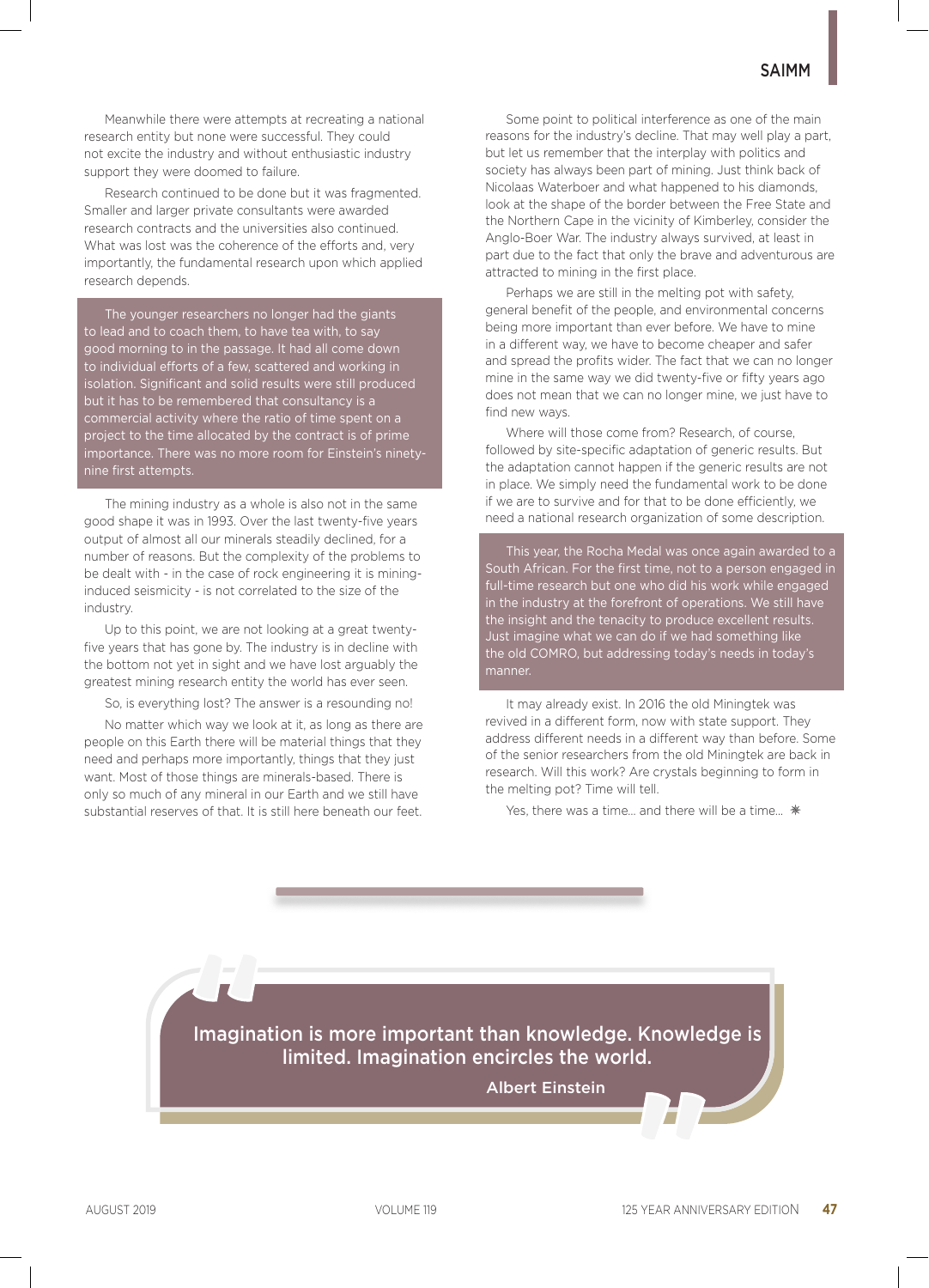Meanwhile there were attempts at recreating a national research entity but none were successful. They could not excite the industry and without enthusiastic industry support they were doomed to failure.

Research continued to be done but it was fragmented. Smaller and larger private consultants were awarded research contracts and the universities also continued. What was lost was the coherence of the efforts and, very importantly, the fundamental research upon which applied research depends.

The younger researchers no longer had the giants to lead and to coach them, to have tea with, to say good morning to in the passage. It had all come down to individual efforts of a few, scattered and working in isolation. Significant and solid results were still produced but it has to be remembered that consultancy is a commercial activity where the ratio of time spent on a project to the time allocated by the contract is of prime importance. There was no more room for Einstein's ninety-nine first attempts.

The mining industry as a whole is also not in the same good shape it was in 1993. Over the last twenty-five years output of almost all our minerals steadily declined, for a number of reasons. But the complexity of the problems to be dealt with - in the case of rock engineering it is mining-induced seismicity - is not correlated to the size of the industry.

Up to this point, we are not looking at a great twenty-five years that has gone by. The industry is in decline with the bottom not yet in sight and we have lost arguably the greatest mining research entity the world has ever seen.

So, is everything lost? The answer is a resounding no!

No matter which way we look at it, as long as there are people on this Earth there will be material things that they need and perhaps more importantly, things that they just want. Most of those things are minerals-based. There is only so much of any mineral in our Earth and we still have substantial reserves of that. It is still here beneath our feet.

Some point to political interference as one of the main reasons for the industry's decline. That may well play a part, but let us remember that the interplay with politics and society has always been part of mining. Just think back of Nicolaas Waterboer and what happened to his diamonds, look at the shape of the border between the Free State and the Northern Cape in the vicinity of Kimberley, consider the Anglo-Boer War. The industry always survived, at least in part due to the fact that only the brave and adventurous are attracted to mining in the first place.

Perhaps we are still in the melting pot with safety, general benefit of the people, and environmental concerns being more important than ever before. We have to mine in a different way, we have to become cheaper and safer and spread the profits wider. The fact that we can no longer mine in the same way we did twenty-five or fifty years ago does not mean that we can no longer mine, we just have to find new ways.

Where will those come from? Research, of course, followed by site-specific adaptation of generic results. But the adaptation cannot happen if the generic results are not in place. We simply need the fundamental work to be done if we are to survive and for that to be done efficiently, we need a national research organization of some description.

This year, the Rocha Medal was once again awarded to a South African. For the first time, not to a person engaged in full-time research but one who did his work while engaged in the industry at the forefront of operations. We still have the insight and the tenacity to produce excellent results. Just imagine what we can do if we had something like the old COMRO, but addressing today's needs in today's manner.

It may already exist. In 2016 the old Miningtek was revived in a different form, now with state support. They address different needs in a different way than before. Some of the senior researchers from the old Miningtek are back in research. Will this work? Are crystals beginning to form in the melting pot? Time will tell.

Yes, there was a time... and there will be a time... ✳

> **Imagination is more important than knowledge. Knowledge is limited. Imagination encircles the world.**
>
> **Albert Einstein**